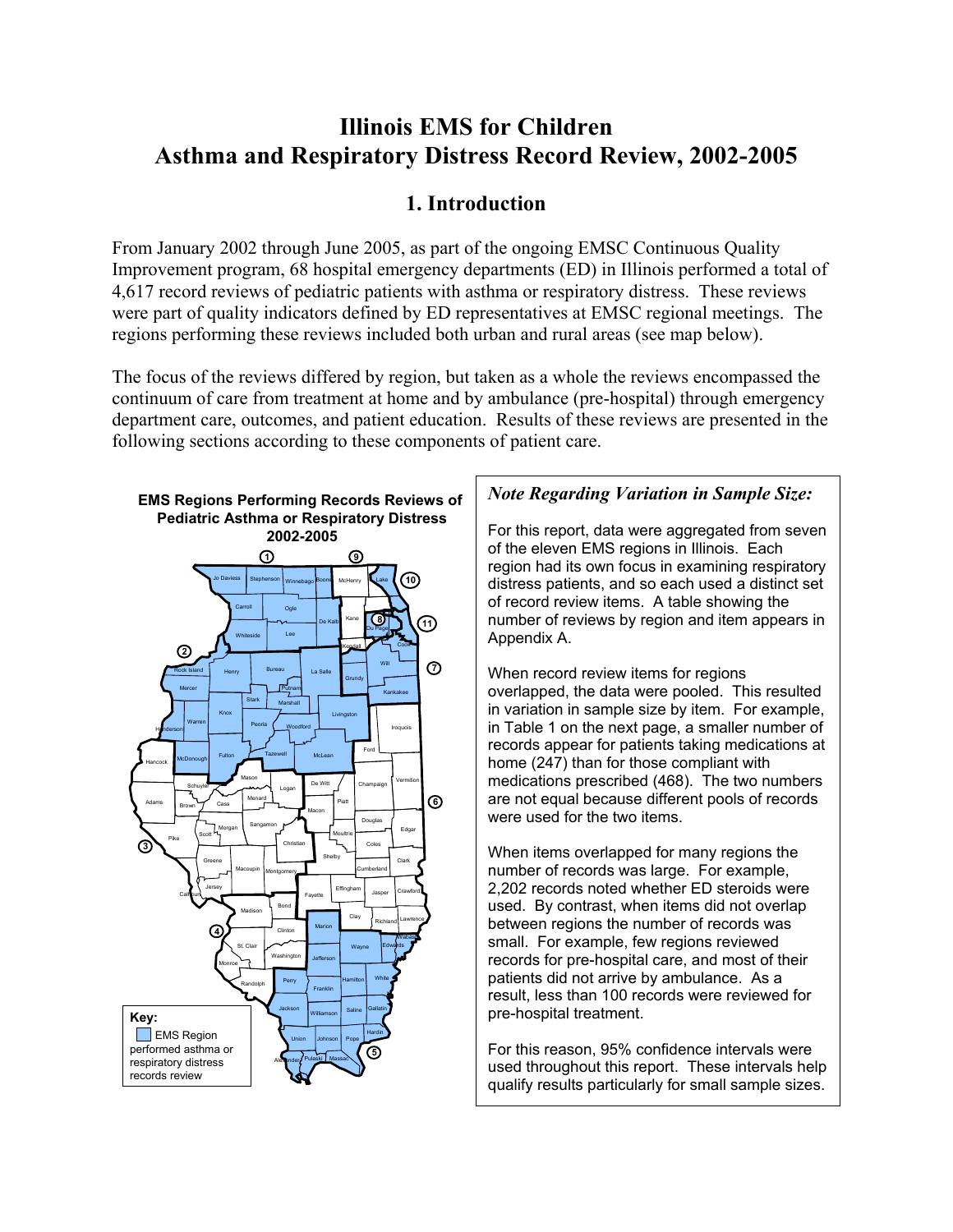# Illinois EMS for Children
# Asthma and Respiratory Distress Record Review, 2002-2005

## 1. Introduction

From January 2002 through June 2005, as part of the ongoing EMSC Continuous Quality Improvement program, 68 hospital emergency departments (ED) in Illinois performed a total of 4,617 record reviews of pediatric patients with asthma or respiratory distress. These reviews were part of quality indicators defined by ED representatives at EMSC regional meetings. The regions performing these reviews included both urban and rural areas (see map below).

The focus of the reviews differed by region, but taken as a whole the reviews encompassed the continuum of care from treatment at home and by ambulance (pre-hospital) through emergency department care, outcomes, and patient education. Results of these reviews are presented in the following sections according to these components of patient care.

**EMS Regions Performing Records Reviews of Pediatric Asthma or Respiratory Distress 2002-2005**

Key: EMS Region performed asthma or respiratory distress records review

### *Note Regarding Variation in Sample Size:*

For this report, data were aggregated from seven of the eleven EMS regions in Illinois. Each region had its own focus in examining respiratory distress patients, and so each used a distinct set of record review items. A table showing the number of reviews by region and item appears in Appendix A.

When record review items for regions overlapped, the data were pooled. This resulted in variation in sample size by item. For example, in Table 1 on the next page, a smaller number of records appear for patients taking medications at home (247) than for those compliant with medications prescribed (468). The two numbers are not equal because different pools of records were used for the two items.

When items overlapped for many regions the number of records was large. For example, 2,202 records noted whether ED steroids were used. By contrast, when items did not overlap between regions the number of records was small. For example, few regions reviewed records for pre-hospital care, and most of their patients did not arrive by ambulance. As a result, less than 100 records were reviewed for pre-hospital treatment.

For this reason, 95% confidence intervals were used throughout this report. These intervals help qualify results particularly for small sample sizes.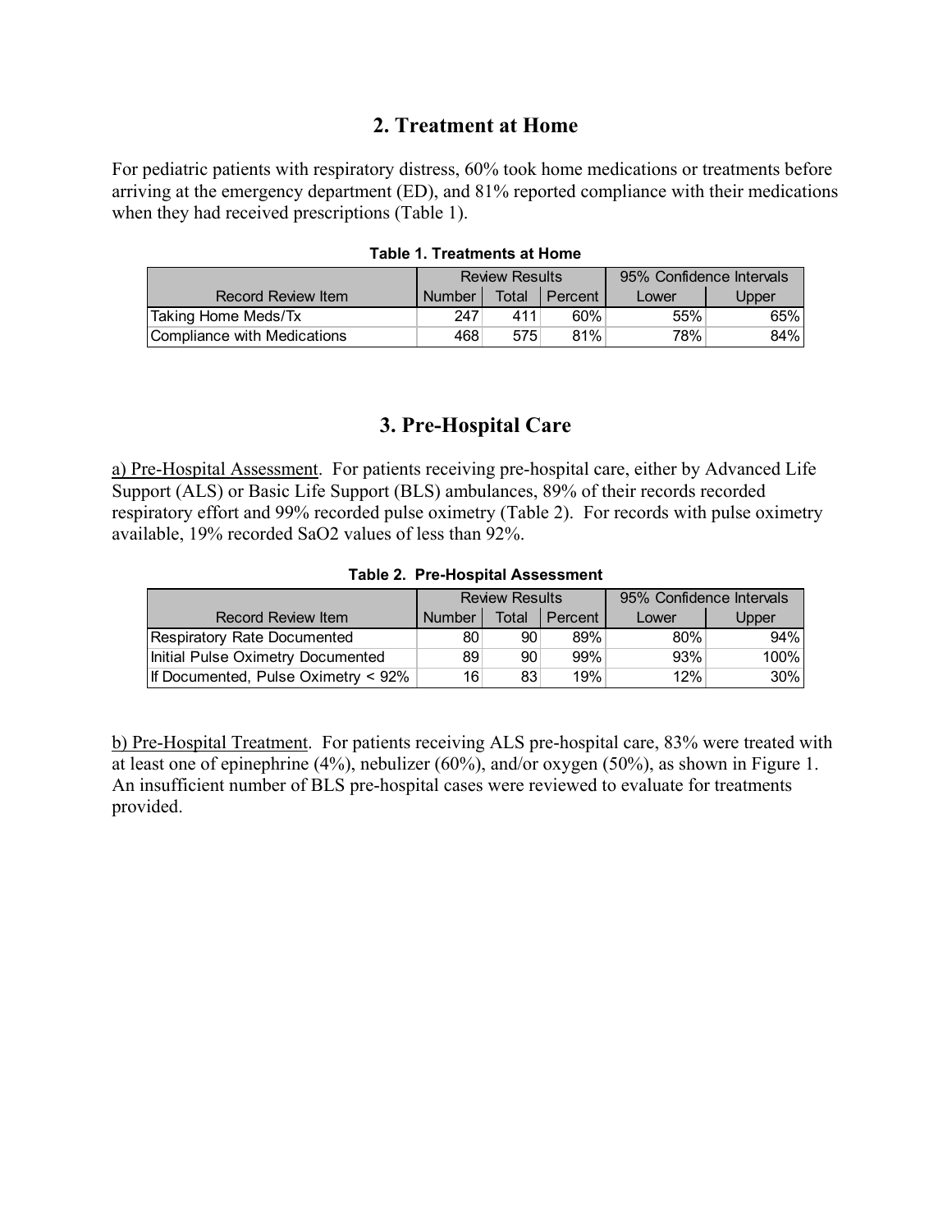## 2. Treatment at Home

For pediatric patients with respiratory distress, 60% took home medications or treatments before arriving at the emergency department (ED), and 81% reported compliance with their medications when they had received prescriptions (Table 1).

**Table 1. Treatments at Home**

| Record Review Item | Review Results | | | 95% Confidence Intervals | |
|---|---|---|---|---|---|
| | Number | Total | Percent | Lower | Upper |
| Taking Home Meds/Tx | 247 | 411 | 60% | 55% | 65% |
| Compliance with Medications | 468 | 575 | 81% | 78% | 84% |

## 3. Pre-Hospital Care

a) Pre-Hospital Assessment. For patients receiving pre-hospital care, either by Advanced Life Support (ALS) or Basic Life Support (BLS) ambulances, 89% of their records recorded respiratory effort and 99% recorded pulse oximetry (Table 2). For records with pulse oximetry available, 19% recorded SaO2 values of less than 92%.

**Table 2. Pre-Hospital Assessment**

| Record Review Item | Review Results | | | 95% Confidence Intervals | |
|---|---|---|---|---|---|
| | Number | Total | Percent | Lower | Upper |
| Respiratory Rate Documented | 80 | 90 | 89% | 80% | 94% |
| Initial Pulse Oximetry Documented | 89 | 90 | 99% | 93% | 100% |
| If Documented, Pulse Oximetry < 92% | 16 | 83 | 19% | 12% | 30% |

b) Pre-Hospital Treatment. For patients receiving ALS pre-hospital care, 83% were treated with at least one of epinephrine (4%), nebulizer (60%), and/or oxygen (50%), as shown in Figure 1. An insufficient number of BLS pre-hospital cases were reviewed to evaluate for treatments provided.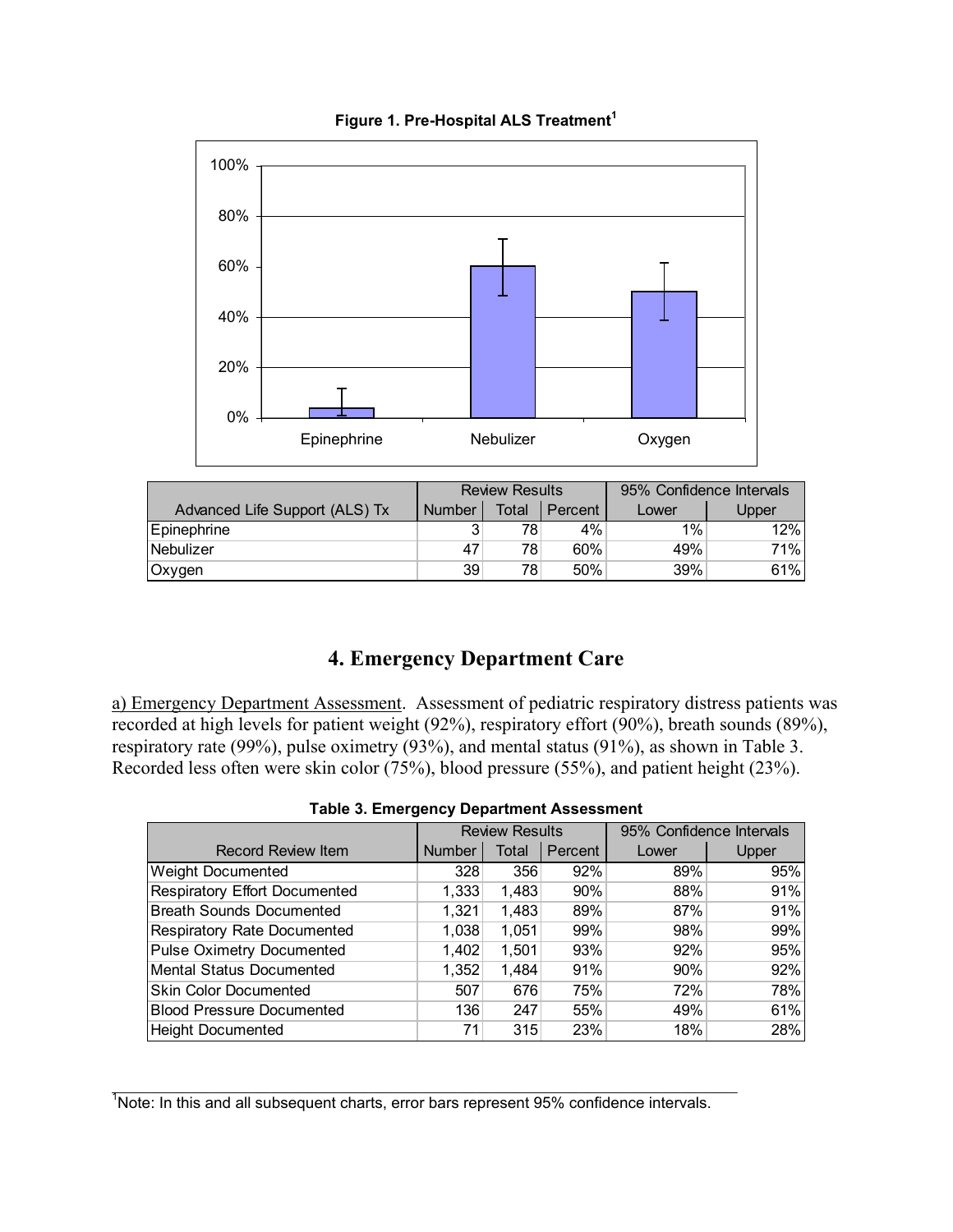**Figure 1. Pre-Hospital ALS Treatment**[1]

| Advanced Life Support (ALS) Tx | Review Results | | | 95% Confidence Intervals | |
|---|---|---|---|---|---|
| | Number | Total | Percent | Lower | Upper |
| Epinephrine | 3 | 78 | 4% | 1% | 12% |
| Nebulizer | 47 | 78 | 60% | 49% | 71% |
| Oxygen | 39 | 78 | 50% | 39% | 61% |

# 4. Emergency Department Care

a) Emergency Department Assessment. Assessment of pediatric respiratory distress patients was recorded at high levels for patient weight (92%), respiratory effort (90%), breath sounds (89%), respiratory rate (99%), pulse oximetry (93%), and mental status (91%), as shown in Table 3. Recorded less often were skin color (75%), blood pressure (55%), and patient height (23%).

**Table 3. Emergency Department Assessment**

| Record Review Item | Review Results | | | 95% Confidence Intervals | |
|---|---|---|---|---|---|
| | Number | Total | Percent | Lower | Upper |
| Weight Documented | 328 | 356 | 92% | 89% | 95% |
| Respiratory Effort Documented | 1,333 | 1,483 | 90% | 88% | 91% |
| Breath Sounds Documented | 1,321 | 1,483 | 89% | 87% | 91% |
| Respiratory Rate Documented | 1,038 | 1,051 | 99% | 98% | 99% |
| Pulse Oximetry Documented | 1,402 | 1,501 | 93% | 92% | 95% |
| Mental Status Documented | 1,352 | 1,484 | 91% | 90% | 92% |
| Skin Color Documented | 507 | 676 | 75% | 72% | 78% |
| Blood Pressure Documented | 136 | 247 | 55% | 49% | 61% |
| Height Documented | 71 | 315 | 23% | 18% | 28% |

[1] Note: In this and all subsequent charts, error bars represent 95% confidence intervals.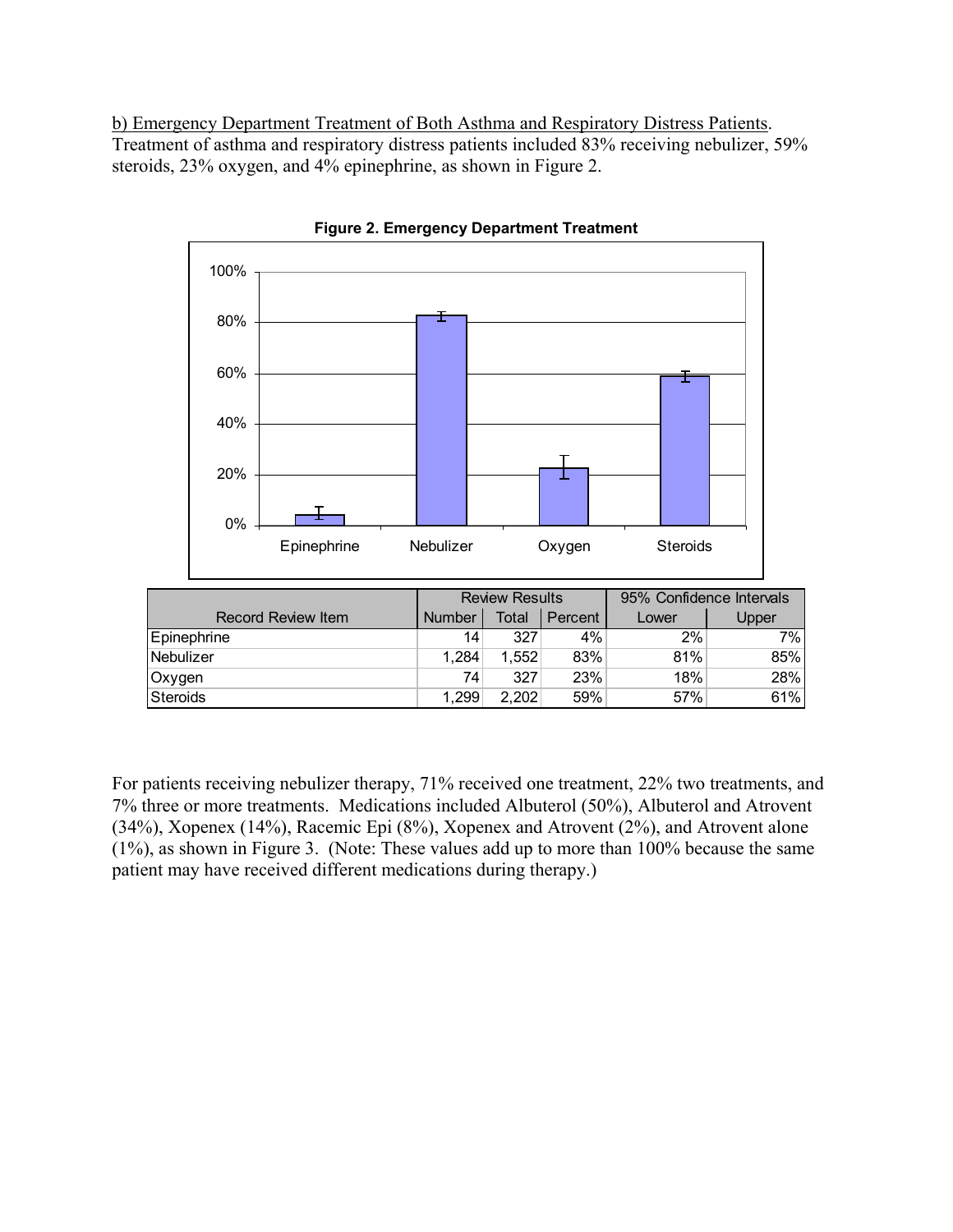b) Emergency Department Treatment of Both Asthma and Respiratory Distress Patients. Treatment of asthma and respiratory distress patients included 83% receiving nebulizer, 59% steroids, 23% oxygen, and 4% epinephrine, as shown in Figure 2.

**Figure 2. Emergency Department Treatment**

| Record Review Item | Review Results | | | 95% Confidence Intervals | |
|---|---|---|---|---|---|
| | Number | Total | Percent | Lower | Upper |
| Epinephrine | 14 | 327 | 4% | 2% | 7% |
| Nebulizer | 1,284 | 1,552 | 83% | 81% | 85% |
| Oxygen | 74 | 327 | 23% | 18% | 28% |
| Steroids | 1,299 | 2,202 | 59% | 57% | 61% |

For patients receiving nebulizer therapy, 71% received one treatment, 22% two treatments, and 7% three or more treatments. Medications included Albuterol (50%), Albuterol and Atrovent (34%), Xopenex (14%), Racemic Epi (8%), Xopenex and Atrovent (2%), and Atrovent alone (1%), as shown in Figure 3. (Note: These values add up to more than 100% because the same patient may have received different medications during therapy.)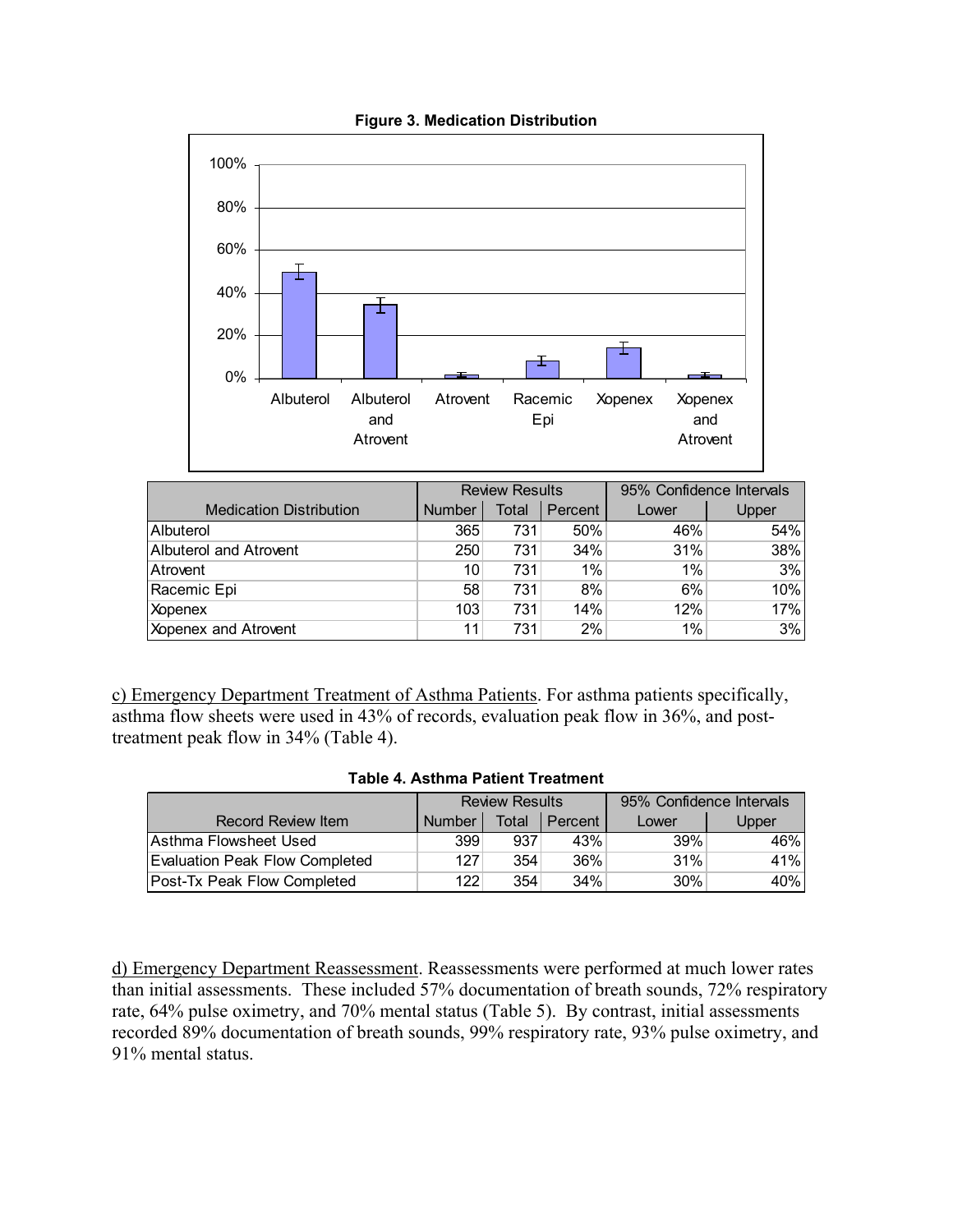**Figure 3. Medication Distribution**

| Medication Distribution | Review Results | | | 95% Confidence Intervals | |
|---|---|---|---|---|---|
| | Number | Total | Percent | Lower | Upper |
| Albuterol | 365 | 731 | 50% | 46% | 54% |
| Albuterol and Atrovent | 250 | 731 | 34% | 31% | 38% |
| Atrovent | 10 | 731 | 1% | 1% | 3% |
| Racemic Epi | 58 | 731 | 8% | 6% | 10% |
| Xopenex | 103 | 731 | 14% | 12% | 17% |
| Xopenex and Atrovent | 11 | 731 | 2% | 1% | 3% |

c) Emergency Department Treatment of Asthma Patients. For asthma patients specifically, asthma flow sheets were used in 43% of records, evaluation peak flow in 36%, and post-treatment peak flow in 34% (Table 4).

**Table 4. Asthma Patient Treatment**

| Record Review Item | Review Results | | | 95% Confidence Intervals | |
|---|---|---|---|---|---|
| | Number | Total | Percent | Lower | Upper |
| Asthma Flowsheet Used | 399 | 937 | 43% | 39% | 46% |
| Evaluation Peak Flow Completed | 127 | 354 | 36% | 31% | 41% |
| Post-Tx Peak Flow Completed | 122 | 354 | 34% | 30% | 40% |

d) Emergency Department Reassessment. Reassessments were performed at much lower rates than initial assessments. These included 57% documentation of breath sounds, 72% respiratory rate, 64% pulse oximetry, and 70% mental status (Table 5). By contrast, initial assessments recorded 89% documentation of breath sounds, 99% respiratory rate, 93% pulse oximetry, and 91% mental status.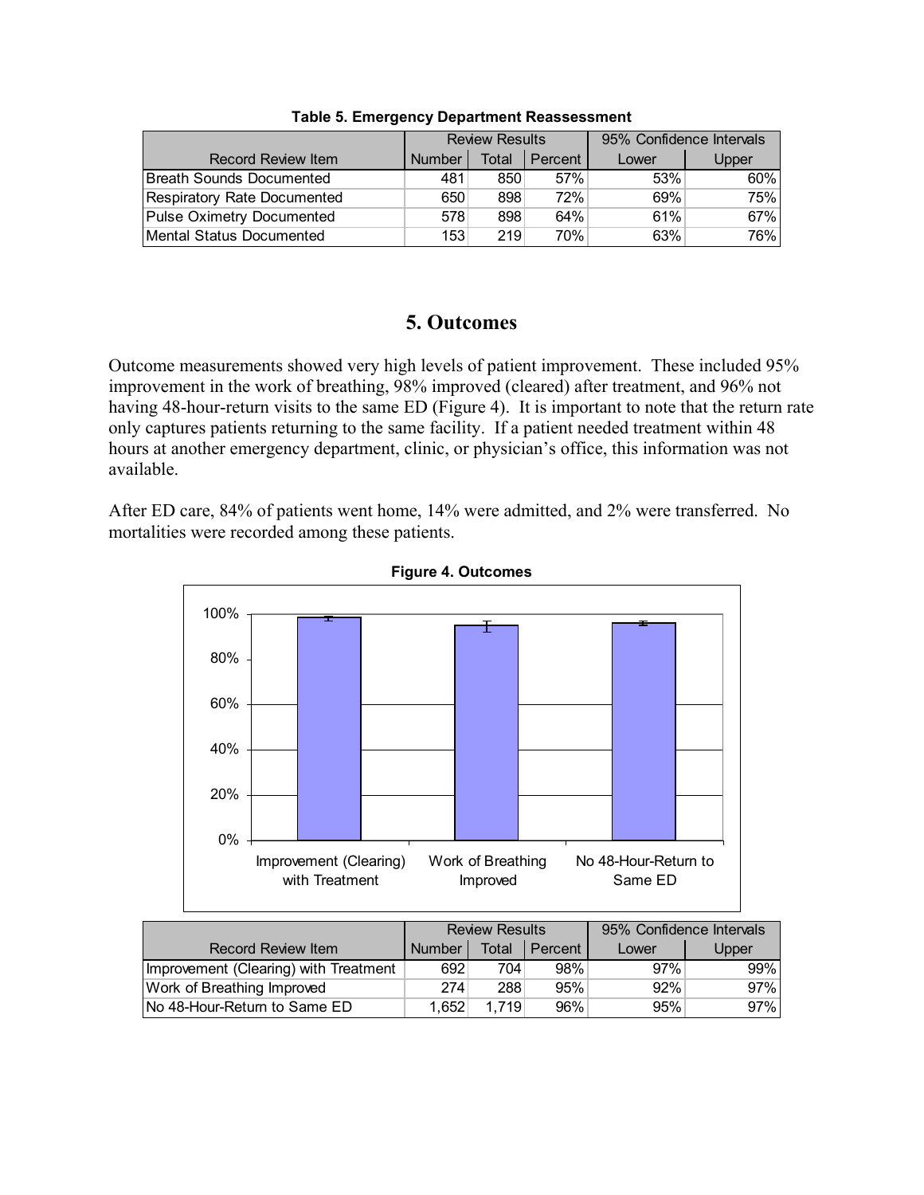**Table 5. Emergency Department Reassessment**

| Record Review Item | Review Results | | | 95% Confidence Intervals | |
|---|---|---|---|---|---|
| | Number | Total | Percent | Lower | Upper |
| Breath Sounds Documented | 481 | 850 | 57% | 53% | 60% |
| Respiratory Rate Documented | 650 | 898 | 72% | 69% | 75% |
| Pulse Oximetry Documented | 578 | 898 | 64% | 61% | 67% |
| Mental Status Documented | 153 | 219 | 70% | 63% | 76% |

## 5. Outcomes

Outcome measurements showed very high levels of patient improvement. These included 95% improvement in the work of breathing, 98% improved (cleared) after treatment, and 96% not having 48-hour-return visits to the same ED (Figure 4). It is important to note that the return rate only captures patients returning to the same facility. If a patient needed treatment within 48 hours at another emergency department, clinic, or physician's office, this information was not available.

After ED care, 84% of patients went home, 14% were admitted, and 2% were transferred. No mortalities were recorded among these patients.

**Figure 4. Outcomes**

| Record Review Item | Review Results | | | 95% Confidence Intervals | |
|---|---|---|---|---|---|
| | Number | Total | Percent | Lower | Upper |
| Improvement (Clearing) with Treatment | 692 | 704 | 98% | 97% | 99% |
| Work of Breathing Improved | 274 | 288 | 95% | 92% | 97% |
| No 48-Hour-Return to Same ED | 1,652 | 1,719 | 96% | 95% | 97% |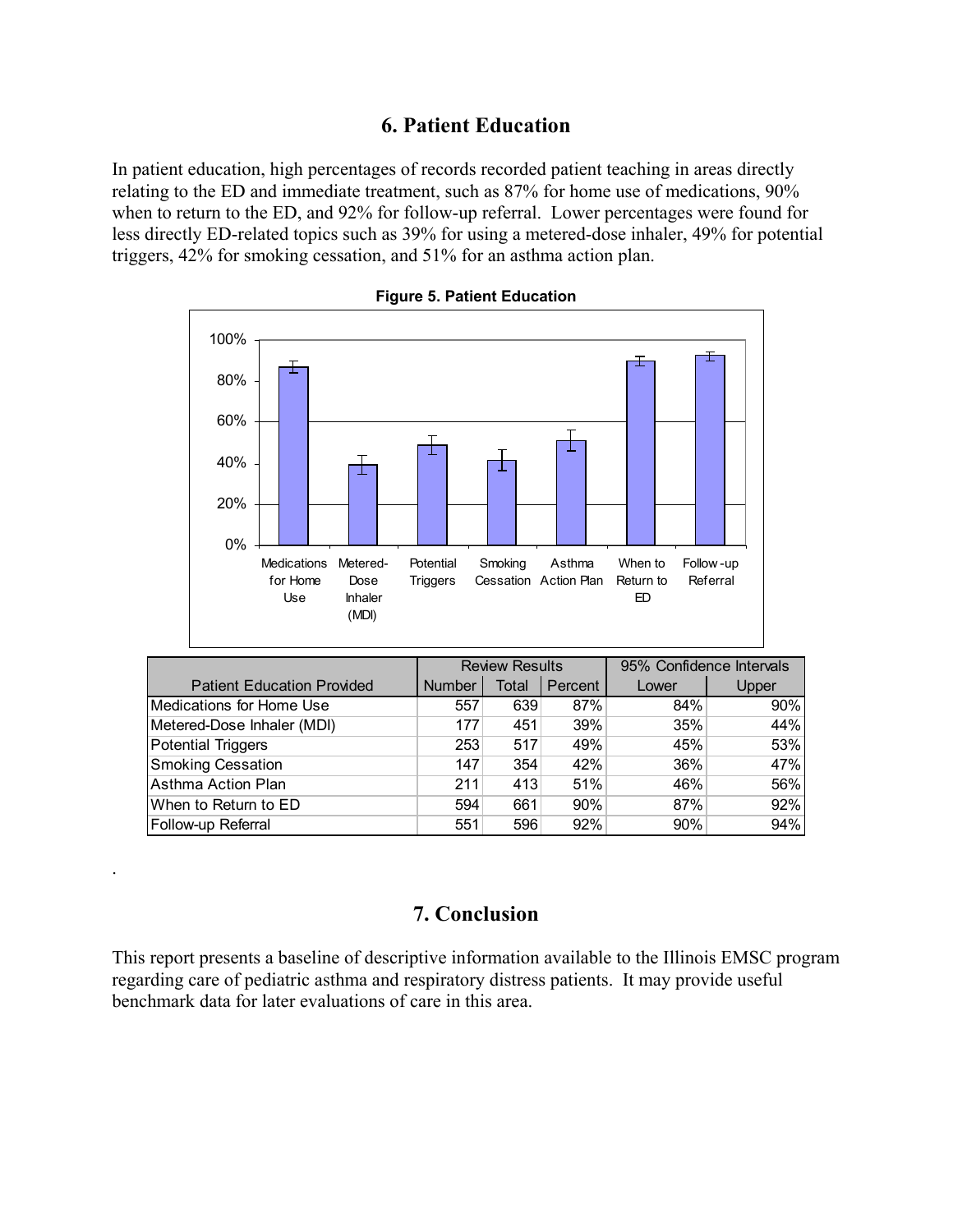## 6. Patient Education

In patient education, high percentages of records recorded patient teaching in areas directly relating to the ED and immediate treatment, such as 87% for home use of medications, 90% when to return to the ED, and 92% for follow-up referral. Lower percentages were found for less directly ED-related topics such as 39% for using a metered-dose inhaler, 49% for potential triggers, 42% for smoking cessation, and 51% for an asthma action plan.

**Figure 5. Patient Education**

| Patient Education Provided | Review Results | | | 95% Confidence Intervals | |
|---|---|---|---|---|---|
| | Number | Total | Percent | Lower | Upper |
| Medications for Home Use | 557 | 639 | 87% | 84% | 90% |
| Metered-Dose Inhaler (MDI) | 177 | 451 | 39% | 35% | 44% |
| Potential Triggers | 253 | 517 | 49% | 45% | 53% |
| Smoking Cessation | 147 | 354 | 42% | 36% | 47% |
| Asthma Action Plan | 211 | 413 | 51% | 46% | 56% |
| When to Return to ED | 594 | 661 | 90% | 87% | 92% |
| Follow-up Referral | 551 | 596 | 92% | 90% | 94% |

## 7. Conclusion

This report presents a baseline of descriptive information available to the Illinois EMSC program regarding care of pediatric asthma and respiratory distress patients. It may provide useful benchmark data for later evaluations of care in this area.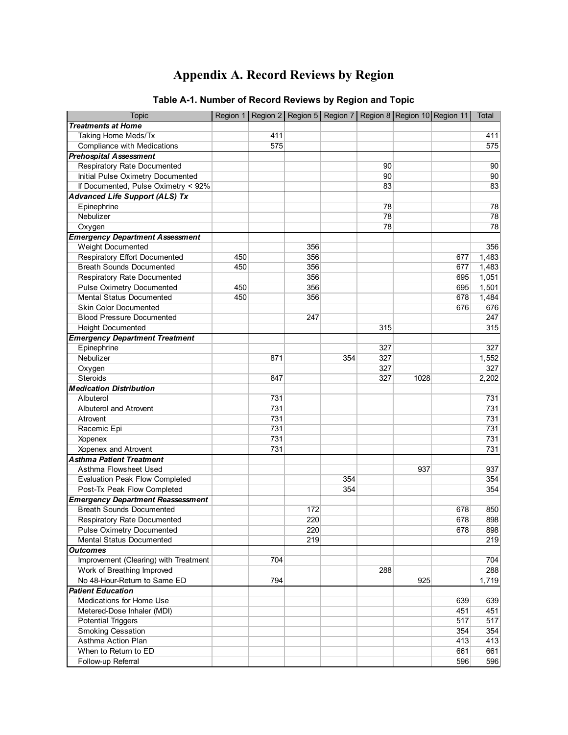# Appendix A. Record Reviews by Region

## Table A-1. Number of Record Reviews by Region and Topic

| Topic | Region 1 | Region 2 | Region 5 | Region 7 | Region 8 | Region 10 | Region 11 | Total |
|---|---|---|---|---|---|---|---|---|
| ***Treatments at Home*** | | | | | | | | |
| Taking Home Meds/Tx | | 411 | | | | | | 411 |
| Compliance with Medications | | 575 | | | | | | 575 |
| ***Prehospital Assessment*** | | | | | | | | |
| Respiratory Rate Documented | | | | | 90 | | | 90 |
| Initial Pulse Oximetry Documented | | | | | 90 | | | 90 |
| If Documented, Pulse Oximetry < 92% | | | | | 83 | | | 83 |
| ***Advanced Life Support (ALS) Tx*** | | | | | | | | |
| Epinephrine | | | | | 78 | | | 78 |
| Nebulizer | | | | | 78 | | | 78 |
| Oxygen | | | | | 78 | | | 78 |
| ***Emergency Department Assessment*** | | | | | | | | |
| Weight Documented | | | 356 | | | | | 356 |
| Respiratory Effort Documented | 450 | | 356 | | | | 677 | 1,483 |
| Breath Sounds Documented | 450 | | 356 | | | | 677 | 1,483 |
| Respiratory Rate Documented | | | 356 | | | | 695 | 1,051 |
| Pulse Oximetry Documented | 450 | | 356 | | | | 695 | 1,501 |
| Mental Status Documented | 450 | | 356 | | | | 678 | 1,484 |
| Skin Color Documented | | | | | | | 676 | 676 |
| Blood Pressure Documented | | | 247 | | | | | 247 |
| Height Documented | | | | | 315 | | | 315 |
| ***Emergency Department Treatment*** | | | | | | | | |
| Epinephrine | | | | | 327 | | | 327 |
| Nebulizer | | 871 | | 354 | 327 | | | 1,552 |
| Oxygen | | | | | 327 | | | 327 |
| Steroids | | 847 | | | 327 | 1028 | | 2,202 |
| ***Medication Distribution*** | | | | | | | | |
| Albuterol | | 731 | | | | | | 731 |
| Albuterol and Atrovent | | 731 | | | | | | 731 |
| Atrovent | | 731 | | | | | | 731 |
| Racemic Epi | | 731 | | | | | | 731 |
| Xopenex | | 731 | | | | | | 731 |
| Xopenex and Atrovent | | 731 | | | | | | 731 |
| ***Asthma Patient Treatment*** | | | | | | | | |
| Asthma Flowsheet Used | | | | | | 937 | | 937 |
| Evaluation Peak Flow Completed | | | | 354 | | | | 354 |
| Post-Tx Peak Flow Completed | | | | 354 | | | | 354 |
| ***Emergency Department Reassessment*** | | | | | | | | |
| Breath Sounds Documented | | | 172 | | | | 678 | 850 |
| Respiratory Rate Documented | | | 220 | | | | 678 | 898 |
| Pulse Oximetry Documented | | | 220 | | | | 678 | 898 |
| Mental Status Documented | | | 219 | | | | | 219 |
| ***Outcomes*** | | | | | | | | |
| Improvement (Clearing) with Treatment | | 704 | | | | | | 704 |
| Work of Breathing Improved | | | | | 288 | | | 288 |
| No 48-Hour-Return to Same ED | | 794 | | | | 925 | | 1,719 |
| ***Patient Education*** | | | | | | | | |
| Medications for Home Use | | | | | | | 639 | 639 |
| Metered-Dose Inhaler (MDI) | | | | | | | 451 | 451 |
| Potential Triggers | | | | | | | 517 | 517 |
| Smoking Cessation | | | | | | | 354 | 354 |
| Asthma Action Plan | | | | | | | 413 | 413 |
| When to Return to ED | | | | | | | 661 | 661 |
| Follow-up Referral | | | | | | | 596 | 596 |